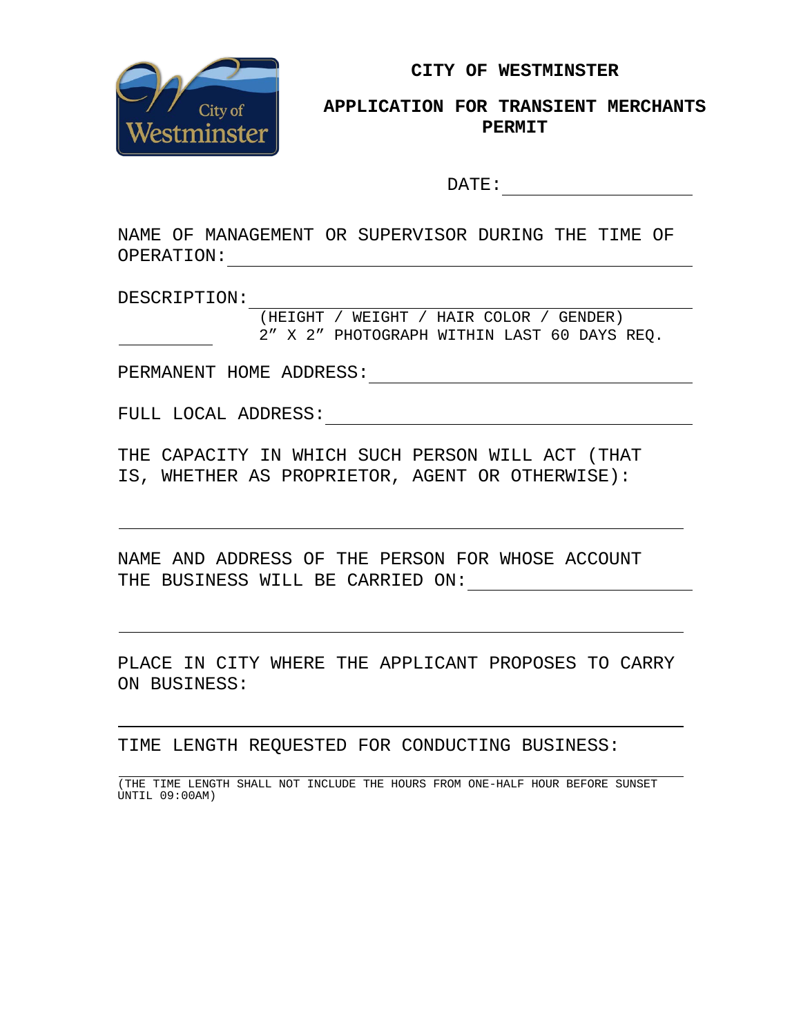**CITY OF WESTMINSTER**

**APPLICATION FOR TRANSIENT MERCHANTS PERMIT**

DATE: ____________________

NAME OF MANAGEMENT OR SUPERVISOR DURING THE TIME OF OPERATION: ________________________________________

DESCRIPTION: ________________________________________

(HEIGHT / WEIGHT / HAIR COLOR / GENDER)

__________ 2″ X 2″ PHOTOGRAPH WITHIN LAST 60 DAYS REQ.

PERMANENT HOME ADDRESS: ________________________________________

FULL LOCAL ADDRESS: ________________________________________

THE CAPACITY IN WHICH SUCH PERSON WILL ACT (THAT IS, WHETHER AS PROPRIETOR, AGENT OR OTHERWISE):

________________________________________

NAME AND ADDRESS OF THE PERSON FOR WHOSE ACCOUNT THE BUSINESS WILL BE CARRIED ON: ____________________

________________________________________

PLACE IN CITY WHERE THE APPLICANT PROPOSES TO CARRY ON BUSINESS:

________________________________________

TIME LENGTH REQUESTED FOR CONDUCTING BUSINESS:

________________________________________

(THE TIME LENGTH SHALL NOT INCLUDE THE HOURS FROM ONE-HALF HOUR BEFORE SUNSET UNTIL 09:00AM)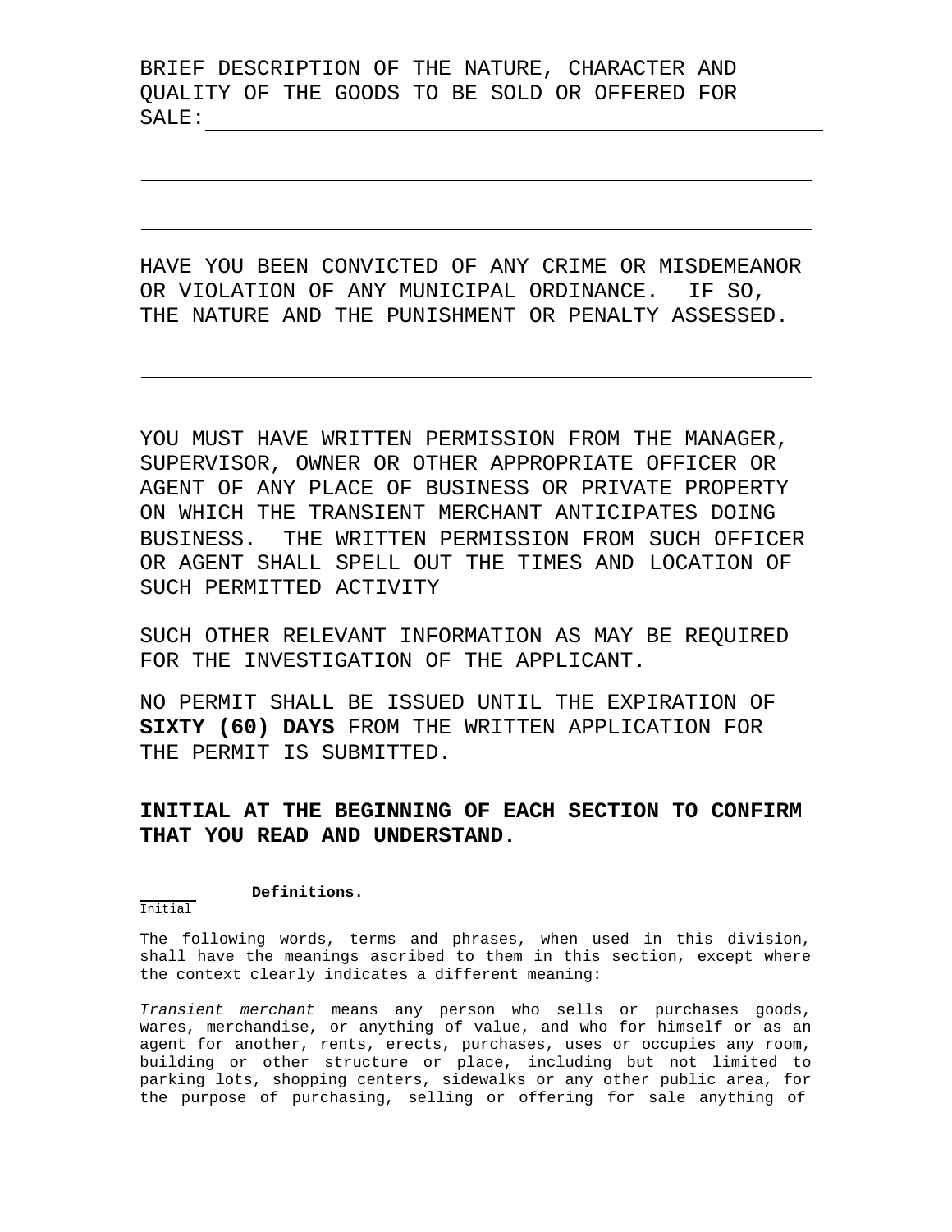BRIEF DESCRIPTION OF THE NATURE, CHARACTER AND QUALITY OF THE GOODS TO BE SOLD OR OFFERED FOR SALE: ______________________________________________

______________________________________________________

______________________________________________________

HAVE YOU BEEN CONVICTED OF ANY CRIME OR MISDEMEANOR OR VIOLATION OF ANY MUNICIPAL ORDINANCE. IF SO, THE NATURE AND THE PUNISHMENT OR PENALTY ASSESSED.

______________________________________________________

YOU MUST HAVE WRITTEN PERMISSION FROM THE MANAGER, SUPERVISOR, OWNER OR OTHER APPROPRIATE OFFICER OR AGENT OF ANY PLACE OF BUSINESS OR PRIVATE PROPERTY ON WHICH THE TRANSIENT MERCHANT ANTICIPATES DOING BUSINESS. THE WRITTEN PERMISSION FROM SUCH OFFICER OR AGENT SHALL SPELL OUT THE TIMES AND LOCATION OF SUCH PERMITTED ACTIVITY

SUCH OTHER RELEVANT INFORMATION AS MAY BE REQUIRED FOR THE INVESTIGATION OF THE APPLICANT.

NO PERMIT SHALL BE ISSUED UNTIL THE EXPIRATION OF **SIXTY (60) DAYS** FROM THE WRITTEN APPLICATION FOR THE PERMIT IS SUBMITTED.

**INITIAL AT THE BEGINNING OF EACH SECTION TO CONFIRM THAT YOU READ AND UNDERSTAND.**

______ **Definitions.**
Initial

The following words, terms and phrases, when used in this division, shall have the meanings ascribed to them in this section, except where the context clearly indicates a different meaning:

*Transient merchant* means any person who sells or purchases goods, wares, merchandise, or anything of value, and who for himself or as an agent for another, rents, erects, purchases, uses or occupies any room, building or other structure or place, including but not limited to parking lots, shopping centers, sidewalks or any other public area, for the purpose of purchasing, selling or offering for sale anything of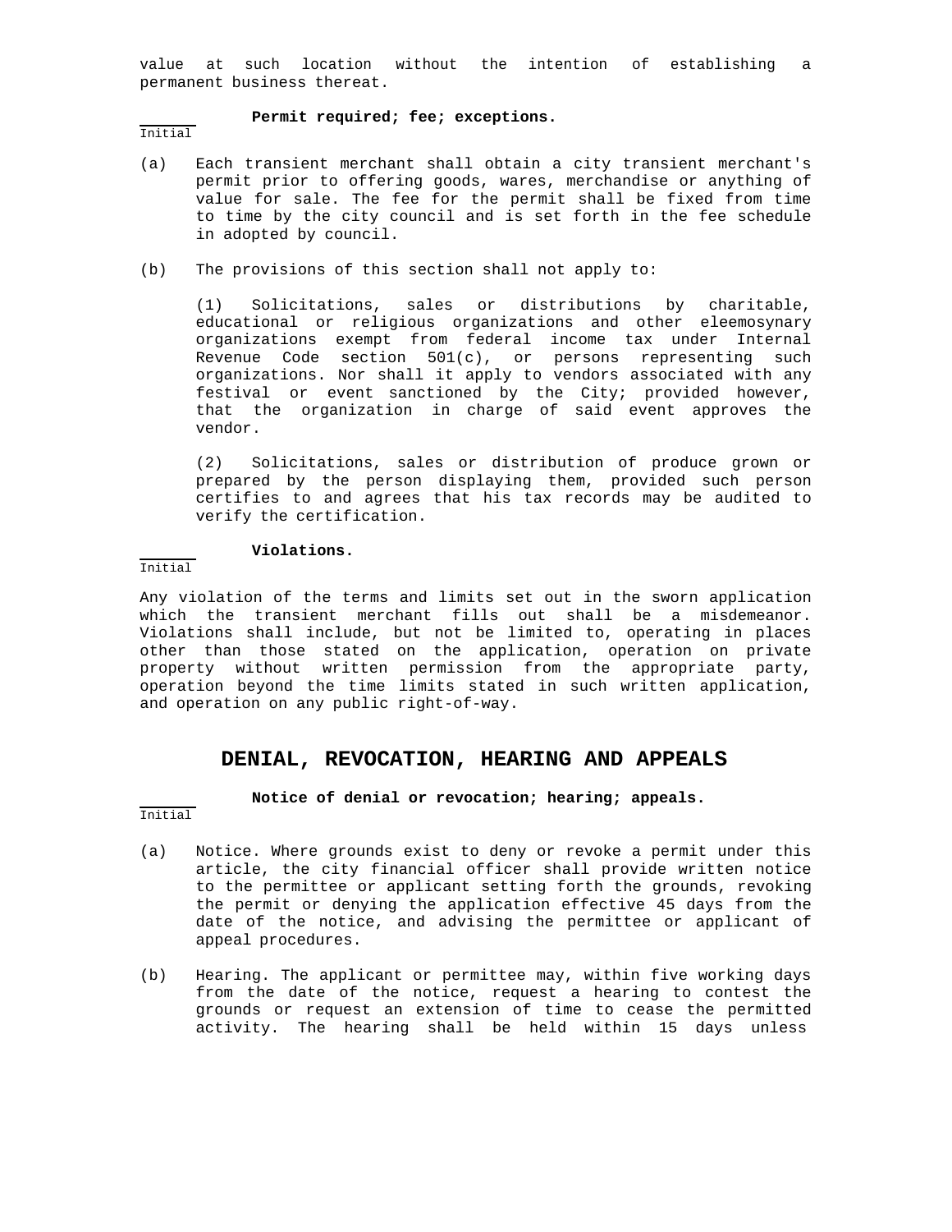value at such location without the intention of establishing a permanent business thereat.

**Permit required; fee; exceptions.**

Initial

(a) Each transient merchant shall obtain a city transient merchant's permit prior to offering goods, wares, merchandise or anything of value for sale. The fee for the permit shall be fixed from time to time by the city council and is set forth in the fee schedule in adopted by council.

(b) The provisions of this section shall not apply to:

(1) Solicitations, sales or distributions by charitable, educational or religious organizations and other eleemosynary organizations exempt from federal income tax under Internal Revenue Code section 501(c), or persons representing such organizations. Nor shall it apply to vendors associated with any festival or event sanctioned by the City; provided however, that the organization in charge of said event approves the vendor.

(2) Solicitations, sales or distribution of produce grown or prepared by the person displaying them, provided such person certifies to and agrees that his tax records may be audited to verify the certification.

**Violations.**

Initial

Any violation of the terms and limits set out in the sworn application which the transient merchant fills out shall be a misdemeanor. Violations shall include, but not be limited to, operating in places other than those stated on the application, operation on private property without written permission from the appropriate party, operation beyond the time limits stated in such written application, and operation on any public right-of-way.

## DENIAL, REVOCATION, HEARING AND APPEALS

**Notice of denial or revocation; hearing; appeals.**

Initial

(a) Notice. Where grounds exist to deny or revoke a permit under this article, the city financial officer shall provide written notice to the permittee or applicant setting forth the grounds, revoking the permit or denying the application effective 45 days from the date of the notice, and advising the permittee or applicant of appeal procedures.

(b) Hearing. The applicant or permittee may, within five working days from the date of the notice, request a hearing to contest the grounds or request an extension of time to cease the permitted activity. The hearing shall be held within 15 days unless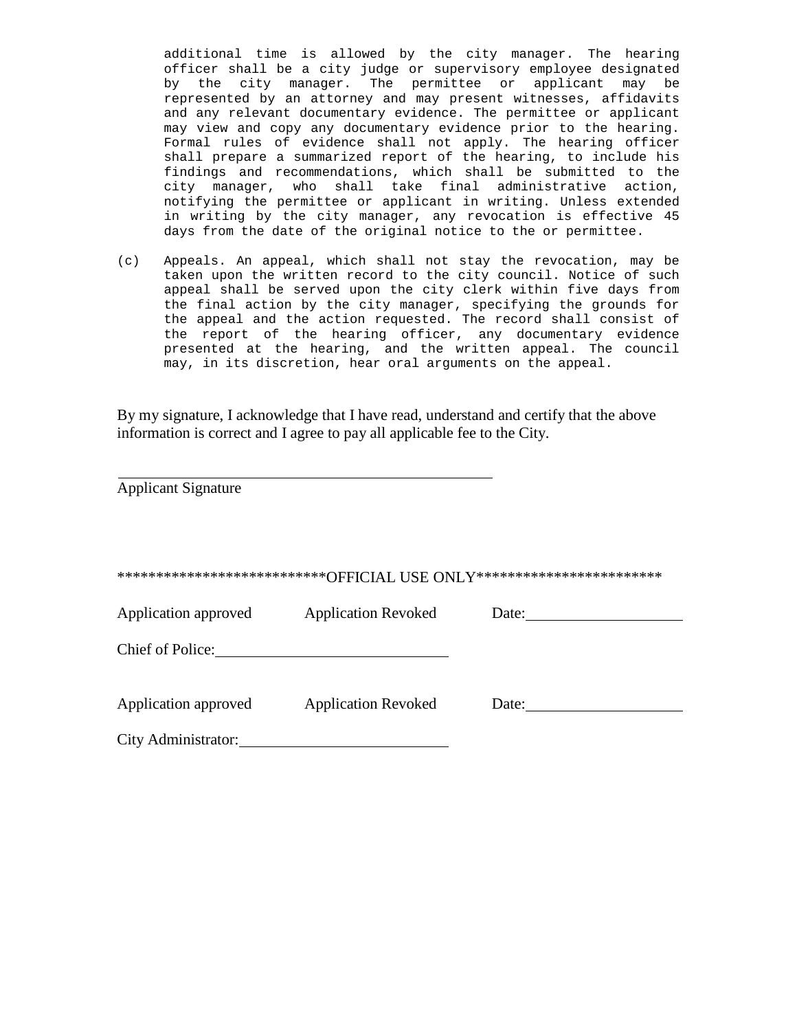additional time is allowed by the city manager. The hearing officer shall be a city judge or supervisory employee designated by the city manager. The permittee or applicant may be represented by an attorney and may present witnesses, affidavits and any relevant documentary evidence. The permittee or applicant may view and copy any documentary evidence prior to the hearing. Formal rules of evidence shall not apply. The hearing officer shall prepare a summarized report of the hearing, to include his findings and recommendations, which shall be submitted to the city manager, who shall take final administrative action, notifying the permittee or applicant in writing. Unless extended in writing by the city manager, any revocation is effective 45 days from the date of the original notice to the or permittee.

(c) Appeals. An appeal, which shall not stay the revocation, may be taken upon the written record to the city council. Notice of such appeal shall be served upon the city clerk within five days from the final action by the city manager, specifying the grounds for the appeal and the action requested. The record shall consist of the report of the hearing officer, any documentary evidence presented at the hearing, and the written appeal. The council may, in its discretion, hear oral arguments on the appeal.

By my signature, I acknowledge that I have read, understand and certify that the above information is correct and I agree to pay all applicable fee to the City.

\_\_\_\_\_\_\_\_\_\_\_\_\_\_\_\_\_\_\_\_\_\_\_\_\_\_\_\_\_\_\_\_\_\_\_\_\_\_\_\_

Applicant Signature

***************************OFFICIAL USE ONLY*************************

Application approved      Application Revoked      Date:\_\_\_\_\_\_\_\_\_\_\_\_\_\_\_\_\_\_\_\_

Chief of Police:\_\_\_\_\_\_\_\_\_\_\_\_\_\_\_\_\_\_\_\_\_\_\_\_\_\_\_\_

Application approved      Application Revoked      Date:\_\_\_\_\_\_\_\_\_\_\_\_\_\_\_\_\_\_\_\_

City Administrator:\_\_\_\_\_\_\_\_\_\_\_\_\_\_\_\_\_\_\_\_\_\_\_\_\_\_\_\_